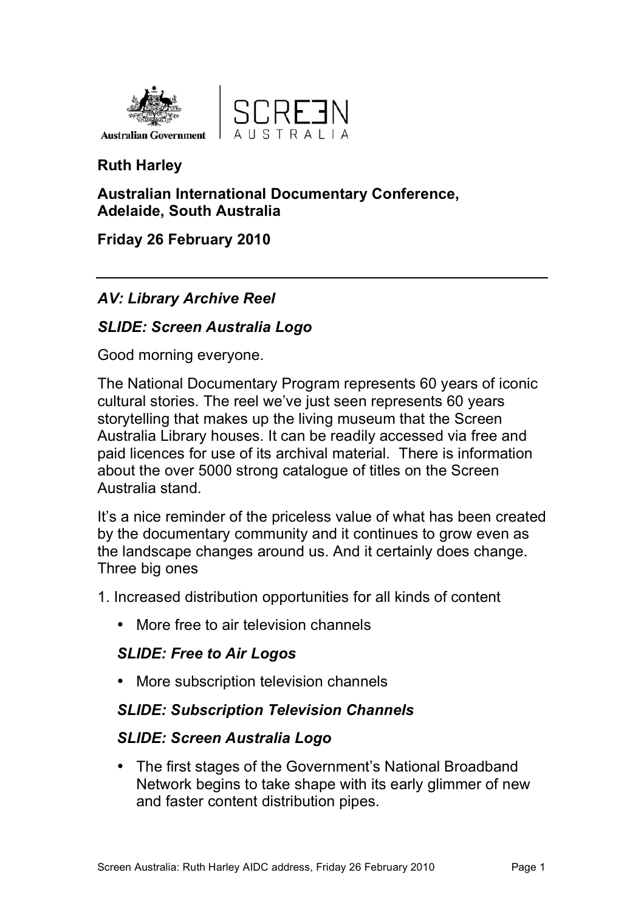**Ruth Harley**

**Australian International Documentary Conference, Adelaide, South Australia**

**Friday 26 February 2010**

---

***AV: Library Archive Reel***

***SLIDE: Screen Australia Logo***

Good morning everyone.

The National Documentary Program represents 60 years of iconic cultural stories. The reel we've just seen represents 60 years storytelling that makes up the living museum that the Screen Australia Library houses. It can be readily accessed via free and paid licences for use of its archival material. There is information about the over 5000 strong catalogue of titles on the Screen Australia stand.

It's a nice reminder of the priceless value of what has been created by the documentary community and it continues to grow even as the landscape changes around us. And it certainly does change. Three big ones

1. Increased distribution opportunities for all kinds of content

- More free to air television channels

***SLIDE: Free to Air Logos***

- More subscription television channels

***SLIDE: Subscription Television Channels***

***SLIDE: Screen Australia Logo***

- The first stages of the Government's National Broadband Network begins to take shape with its early glimmer of new and faster content distribution pipes.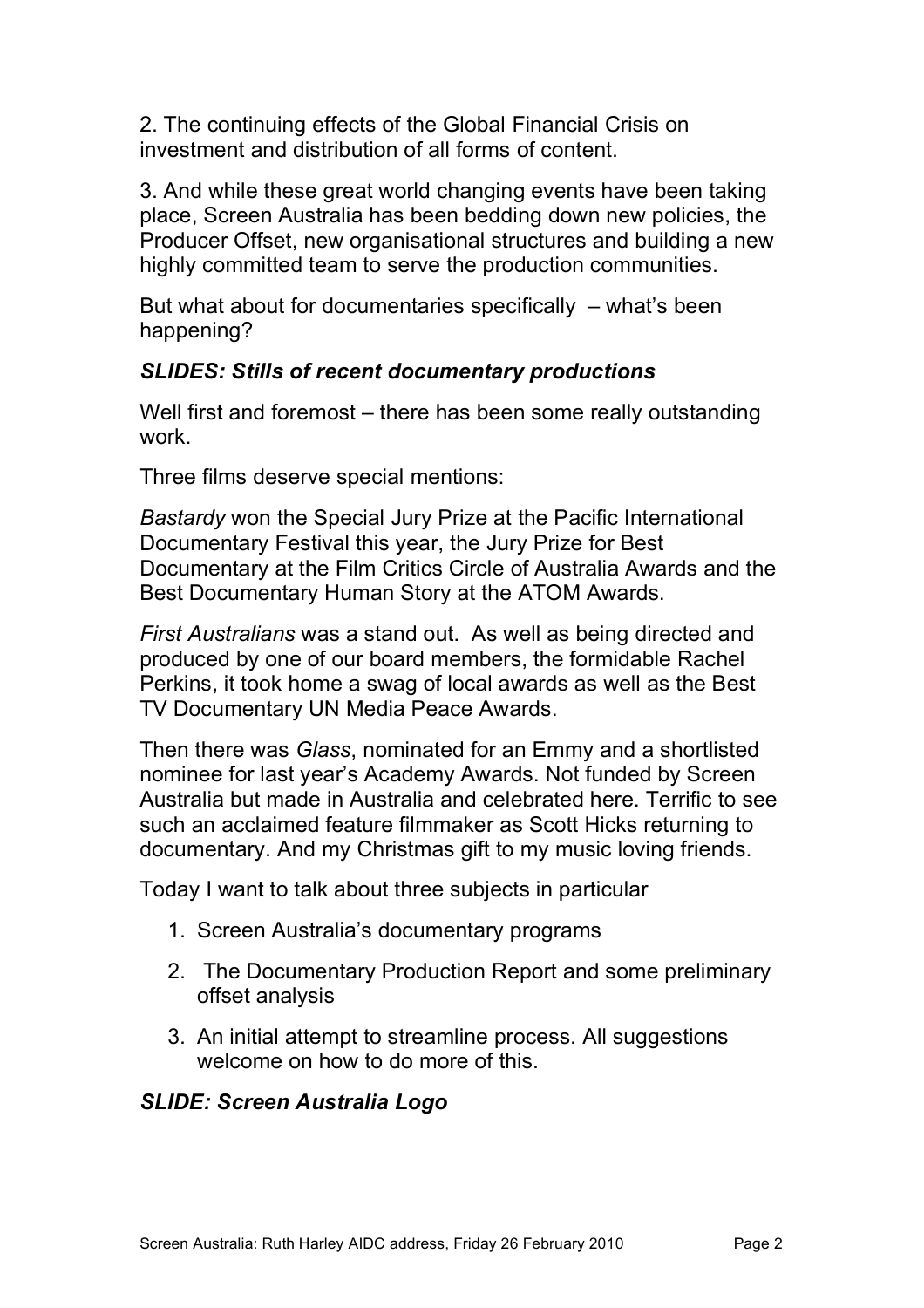2. The continuing effects of the Global Financial Crisis on investment and distribution of all forms of content.

3. And while these great world changing events have been taking place, Screen Australia has been bedding down new policies, the Producer Offset, new organisational structures and building a new highly committed team to serve the production communities.

But what about for documentaries specifically – what's been happening?

***SLIDES: Stills of recent documentary productions***

Well first and foremost – there has been some really outstanding work.

Three films deserve special mentions:

*Bastardy* won the Special Jury Prize at the Pacific International Documentary Festival this year, the Jury Prize for Best Documentary at the Film Critics Circle of Australia Awards and the Best Documentary Human Story at the ATOM Awards.

*First Australians* was a stand out. As well as being directed and produced by one of our board members, the formidable Rachel Perkins, it took home a swag of local awards as well as the Best TV Documentary UN Media Peace Awards.

Then there was *Glass*, nominated for an Emmy and a shortlisted nominee for last year's Academy Awards. Not funded by Screen Australia but made in Australia and celebrated here. Terrific to see such an acclaimed feature filmmaker as Scott Hicks returning to documentary. And my Christmas gift to my music loving friends.

Today I want to talk about three subjects in particular

1. Screen Australia's documentary programs
2. The Documentary Production Report and some preliminary offset analysis
3. An initial attempt to streamline process. All suggestions welcome on how to do more of this.

***SLIDE: Screen Australia Logo***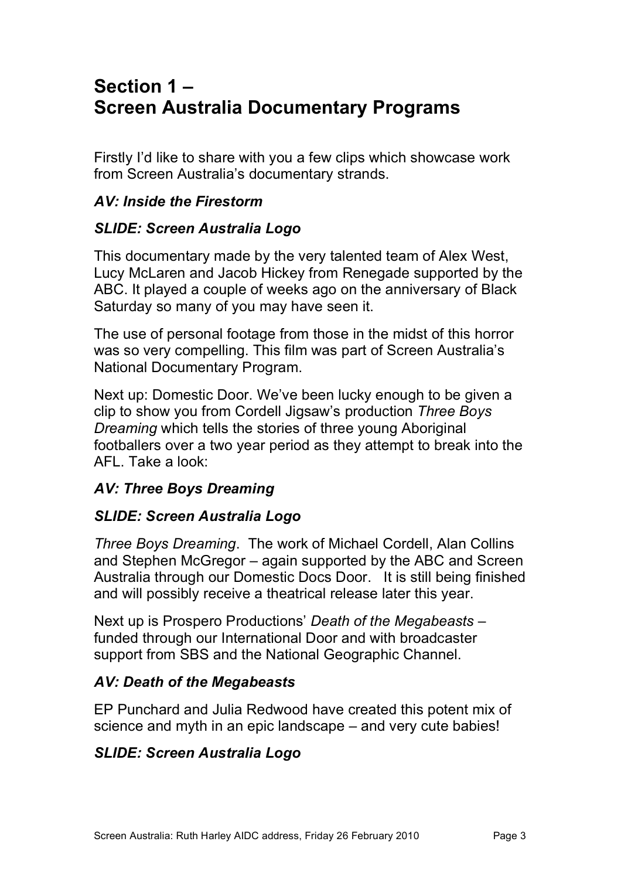# Section 1 – Screen Australia Documentary Programs

Firstly I'd like to share with you a few clips which showcase work from Screen Australia's documentary strands.

***AV: Inside the Firestorm***

***SLIDE: Screen Australia Logo***

This documentary made by the very talented team of Alex West, Lucy McLaren and Jacob Hickey from Renegade supported by the ABC. It played a couple of weeks ago on the anniversary of Black Saturday so many of you may have seen it.

The use of personal footage from those in the midst of this horror was so very compelling. This film was part of Screen Australia's National Documentary Program.

Next up: Domestic Door. We've been lucky enough to be given a clip to show you from Cordell Jigsaw's production *Three Boys Dreaming* which tells the stories of three young Aboriginal footballers over a two year period as they attempt to break into the AFL. Take a look:

***AV: Three Boys Dreaming***

***SLIDE: Screen Australia Logo***

*Three Boys Dreaming*. The work of Michael Cordell, Alan Collins and Stephen McGregor – again supported by the ABC and Screen Australia through our Domestic Docs Door. It is still being finished and will possibly receive a theatrical release later this year.

Next up is Prospero Productions' *Death of the Megabeasts* – funded through our International Door and with broadcaster support from SBS and the National Geographic Channel.

***AV: Death of the Megabeasts***

EP Punchard and Julia Redwood have created this potent mix of science and myth in an epic landscape – and very cute babies!

***SLIDE: Screen Australia Logo***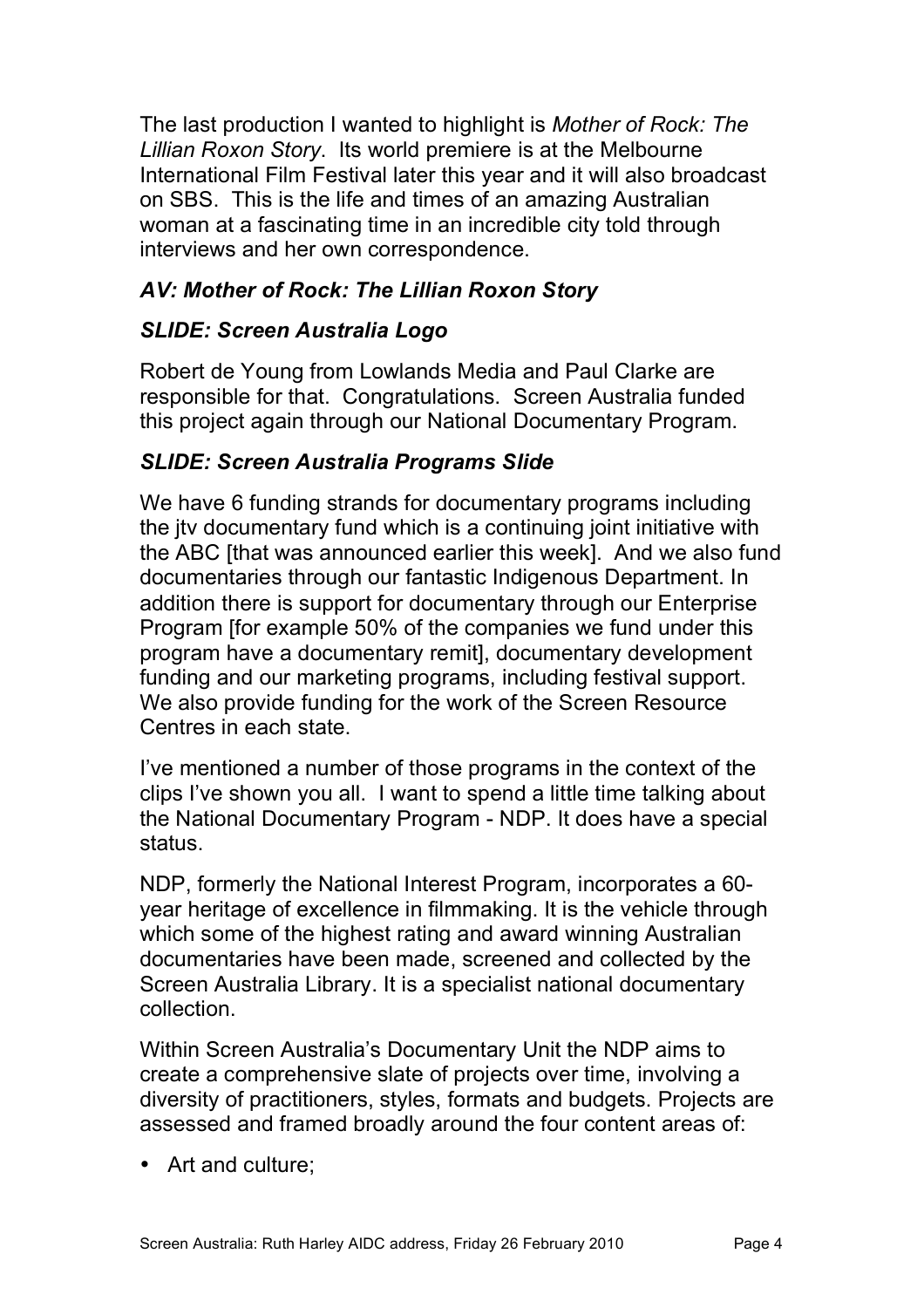The last production I wanted to highlight is *Mother of Rock: The Lillian Roxon Story*. Its world premiere is at the Melbourne International Film Festival later this year and it will also broadcast on SBS. This is the life and times of an amazing Australian woman at a fascinating time in an incredible city told through interviews and her own correspondence.

***AV: Mother of Rock: The Lillian Roxon Story***

***SLIDE: Screen Australia Logo***

Robert de Young from Lowlands Media and Paul Clarke are responsible for that. Congratulations. Screen Australia funded this project again through our National Documentary Program.

***SLIDE: Screen Australia Programs Slide***

We have 6 funding strands for documentary programs including the jtv documentary fund which is a continuing joint initiative with the ABC [that was announced earlier this week]. And we also fund documentaries through our fantastic Indigenous Department. In addition there is support for documentary through our Enterprise Program [for example 50% of the companies we fund under this program have a documentary remit], documentary development funding and our marketing programs, including festival support. We also provide funding for the work of the Screen Resource Centres in each state.

I've mentioned a number of those programs in the context of the clips I've shown you all. I want to spend a little time talking about the National Documentary Program - NDP. It does have a special status.

NDP, formerly the National Interest Program, incorporates a 60-year heritage of excellence in filmmaking. It is the vehicle through which some of the highest rating and award winning Australian documentaries have been made, screened and collected by the Screen Australia Library. It is a specialist national documentary collection.

Within Screen Australia's Documentary Unit the NDP aims to create a comprehensive slate of projects over time, involving a diversity of practitioners, styles, formats and budgets. Projects are assessed and framed broadly around the four content areas of:

- Art and culture;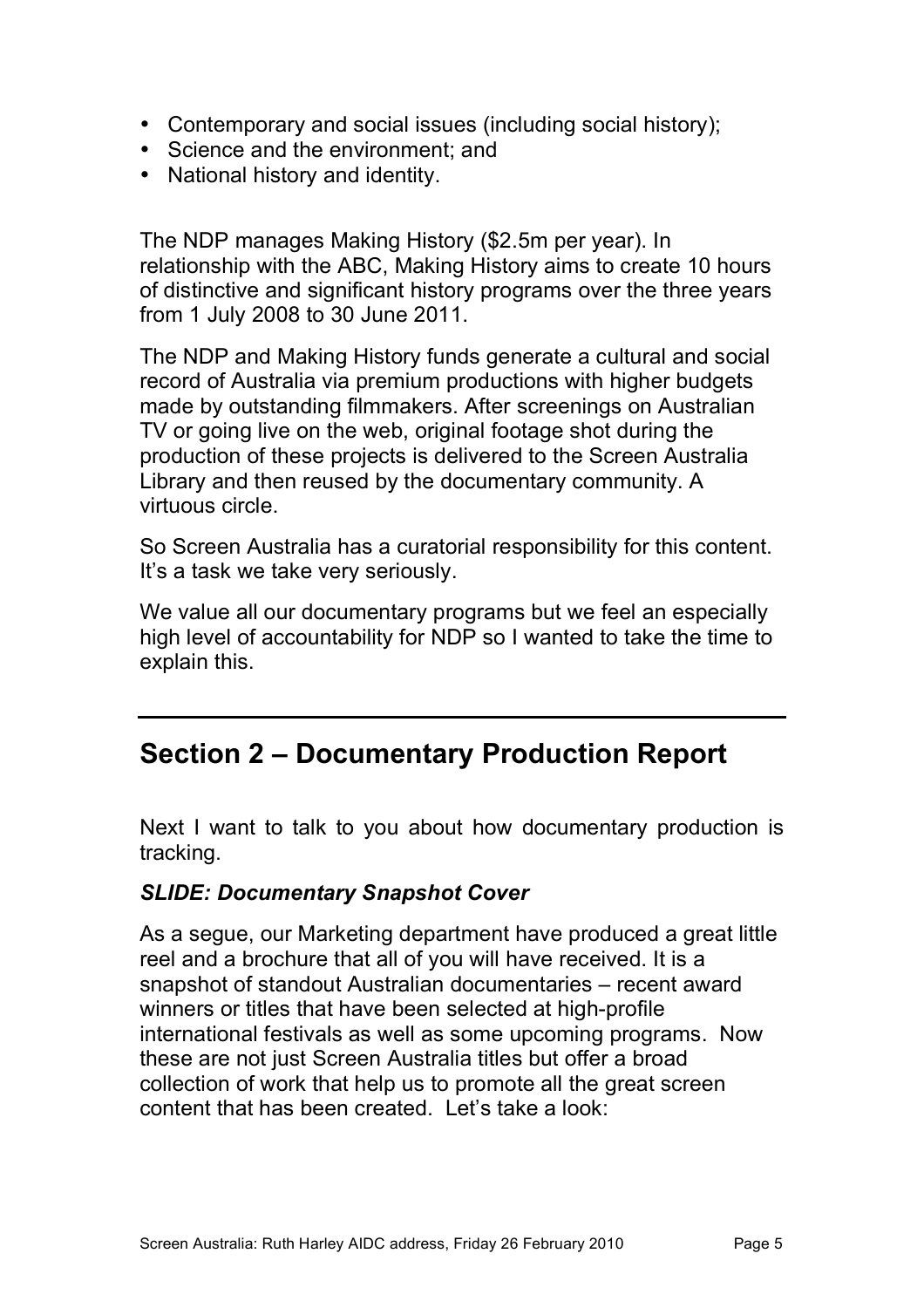- Contemporary and social issues (including social history);
- Science and the environment; and
- National history and identity.

The NDP manages Making History ($2.5m per year). In relationship with the ABC, Making History aims to create 10 hours of distinctive and significant history programs over the three years from 1 July 2008 to 30 June 2011.

The NDP and Making History funds generate a cultural and social record of Australia via premium productions with higher budgets made by outstanding filmmakers. After screenings on Australian TV or going live on the web, original footage shot during the production of these projects is delivered to the Screen Australia Library and then reused by the documentary community. A virtuous circle.

So Screen Australia has a curatorial responsibility for this content. It's a task we take very seriously.

We value all our documentary programs but we feel an especially high level of accountability for NDP so I wanted to take the time to explain this.

---

## Section 2 – Documentary Production Report

Next I want to talk to you about how documentary production is tracking.

***SLIDE: Documentary Snapshot Cover***

As a segue, our Marketing department have produced a great little reel and a brochure that all of you will have received. It is a snapshot of standout Australian documentaries – recent award winners or titles that have been selected at high-profile international festivals as well as some upcoming programs. Now these are not just Screen Australia titles but offer a broad collection of work that help us to promote all the great screen content that has been created. Let's take a look: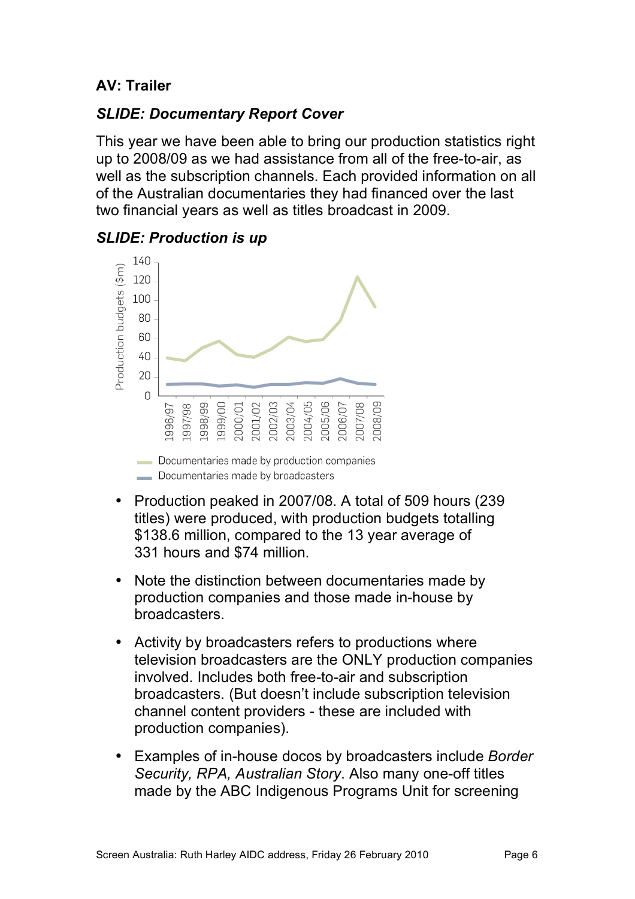**AV: Trailer**

***SLIDE: Documentary Report Cover***

This year we have been able to bring our production statistics right up to 2008/09 as we had assistance from all of the free-to-air, as well as the subscription channels. Each provided information on all of the Australian documentaries they had financed over the last two financial years as well as titles broadcast in 2009.

***SLIDE: Production is up***

Production budgets ($m)

140
120
100
80
60
40
20
0

1996/97 1997/98 1998/99 1999/00 2000/01 2001/02 2002/03 2003/04 2004/05 2005/06 2006/07 2007/08 2008/09

Documentaries made by production companies
Documentaries made by broadcasters

- Production peaked in 2007/08. A total of 509 hours (239 titles) were produced, with production budgets totalling $138.6 million, compared to the 13 year average of 331 hours and $74 million.

- Note the distinction between documentaries made by production companies and those made in-house by broadcasters.

- Activity by broadcasters refers to productions where television broadcasters are the ONLY production companies involved. Includes both free-to-air and subscription broadcasters. (But doesn't include subscription television channel content providers - these are included with production companies).

- Examples of in-house docos by broadcasters include *Border Security, RPA, Australian Story*. Also many one-off titles made by the ABC Indigenous Programs Unit for screening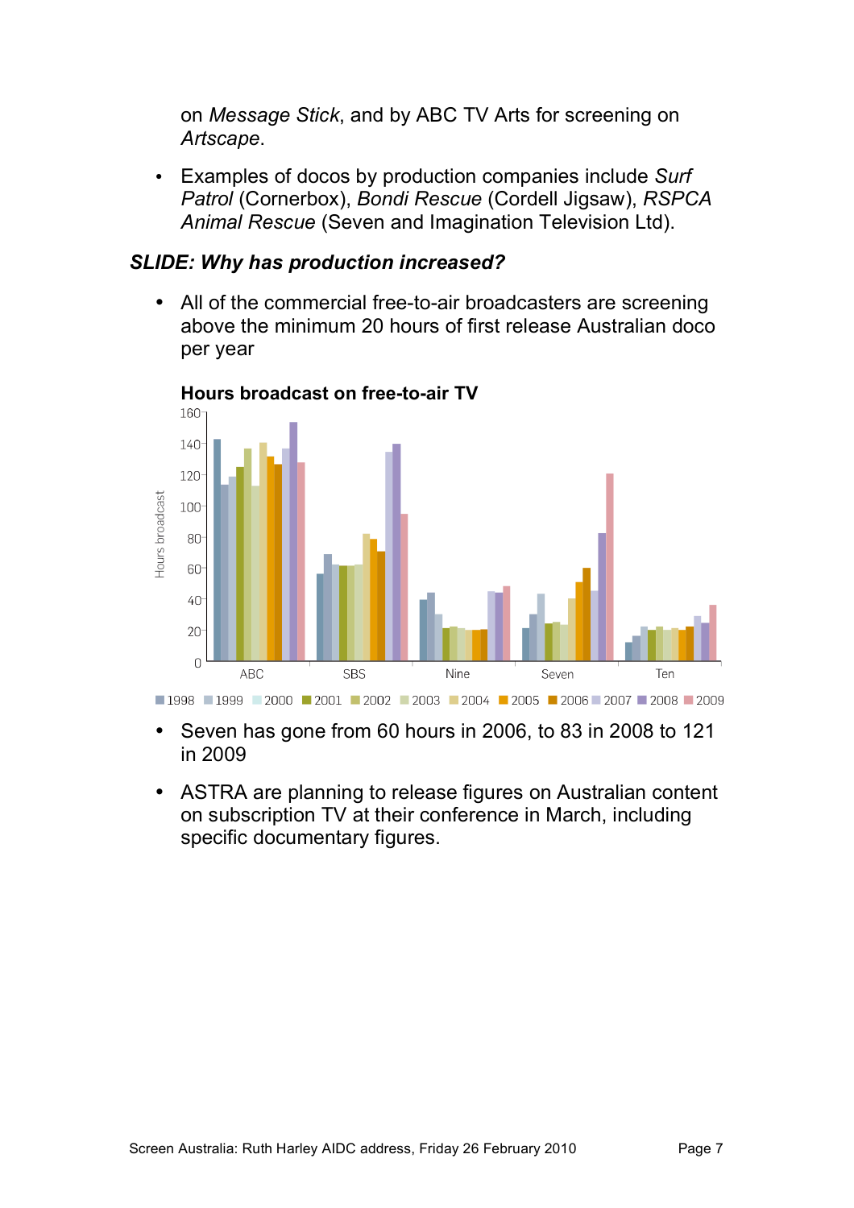on *Message Stick*, and by ABC TV Arts for screening on *Artscape*.

- Examples of docos by production companies include *Surf Patrol* (Cornerbox), *Bondi Rescue* (Cordell Jigsaw), *RSPCA Animal Rescue* (Seven and Imagination Television Ltd).

### *SLIDE: Why has production increased?*

- All of the commercial free-to-air broadcasters are screening above the minimum 20 hours of first release Australian doco per year

**Hours broadcast on free-to-air TV**

- Seven has gone from 60 hours in 2006, to 83 in 2008 to 121 in 2009
- ASTRA are planning to release figures on Australian content on subscription TV at their conference in March, including specific documentary figures.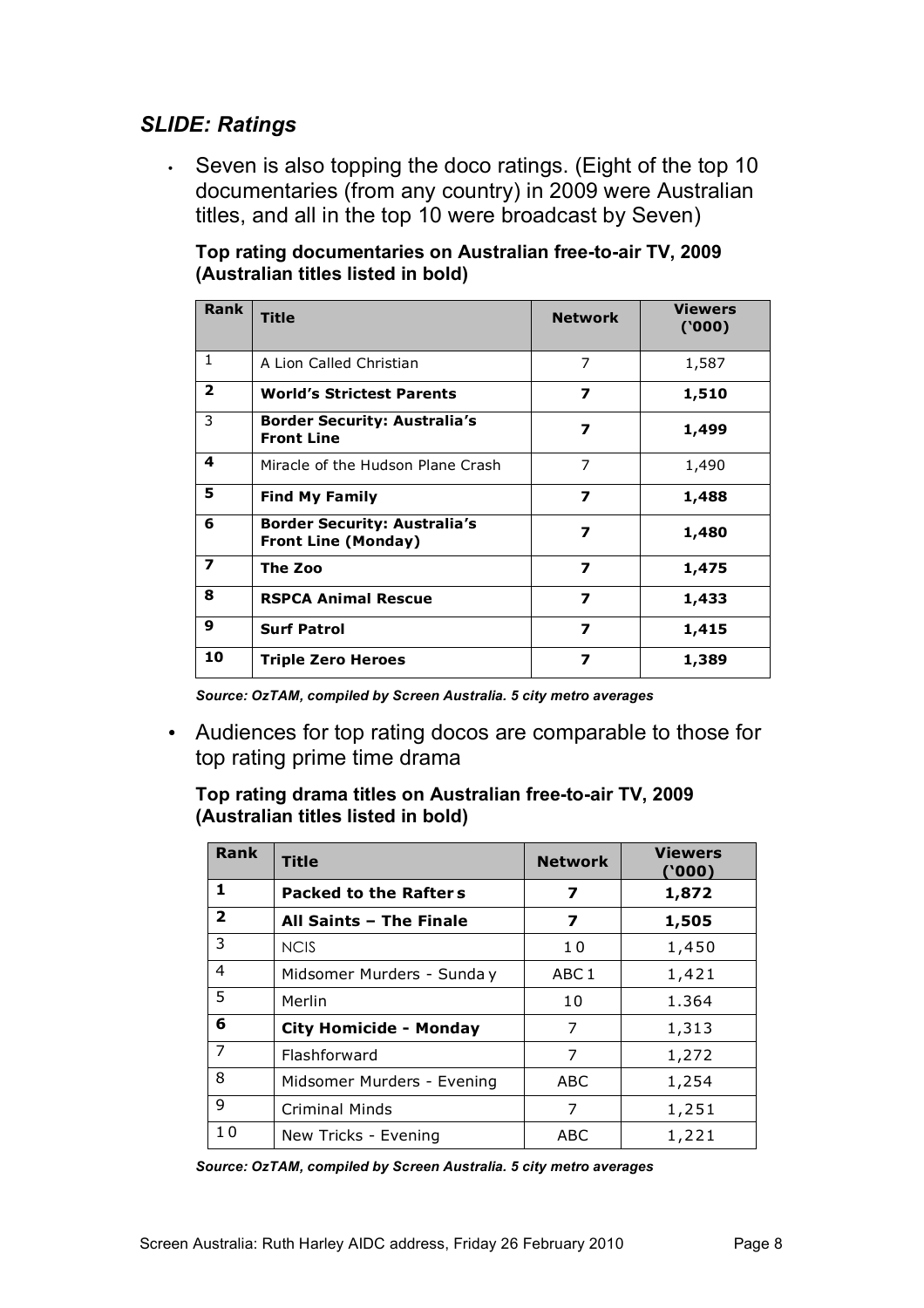## *SLIDE: Ratings*

- Seven is also topping the doco ratings. (Eight of the top 10 documentaries (from any country) in 2009 were Australian titles, and all in the top 10 were broadcast by Seven)

**Top rating documentaries on Australian free-to-air TV, 2009 (Australian titles listed in bold)**

| Rank | Title | Network | Viewers ('000) |
|---|---|---|---|
| 1 | A Lion Called Christian | 7 | 1,587 |
| **2** | **World's Strictest Parents** | **7** | **1,510** |
| 3 | **Border Security: Australia's Front Line** | **7** | **1,499** |
| **4** | Miracle of the Hudson Plane Crash | 7 | 1,490 |
| **5** | **Find My Family** | **7** | **1,488** |
| **6** | **Border Security: Australia's Front Line (Monday)** | **7** | **1,480** |
| **7** | **The Zoo** | **7** | **1,475** |
| **8** | **RSPCA Animal Rescue** | **7** | **1,433** |
| **9** | **Surf Patrol** | **7** | **1,415** |
| **10** | **Triple Zero Heroes** | **7** | **1,389** |

*Source: OzTAM, compiled by Screen Australia. 5 city metro averages*

- Audiences for top rating docos are comparable to those for top rating prime time drama

**Top rating drama titles on Australian free-to-air TV, 2009 (Australian titles listed in bold)**

| Rank | Title | Network | Viewers ('000) |
|---|---|---|---|
| **1** | **Packed to the Rafters** | **7** | **1,872** |
| **2** | **All Saints – The Finale** | **7** | **1,505** |
| 3 | NCIS | 10 | 1,450 |
| 4 | Midsomer Murders - Sunday | ABC1 | 1,421 |
| 5 | Merlin | 10 | 1.364 |
| **6** | **City Homicide - Monday** | 7 | 1,313 |
| 7 | Flashforward | 7 | 1,272 |
| 8 | Midsomer Murders - Evening | ABC | 1,254 |
| 9 | Criminal Minds | 7 | 1,251 |
| 10 | New Tricks - Evening | ABC | 1,221 |

*Source: OzTAM, compiled by Screen Australia. 5 city metro averages*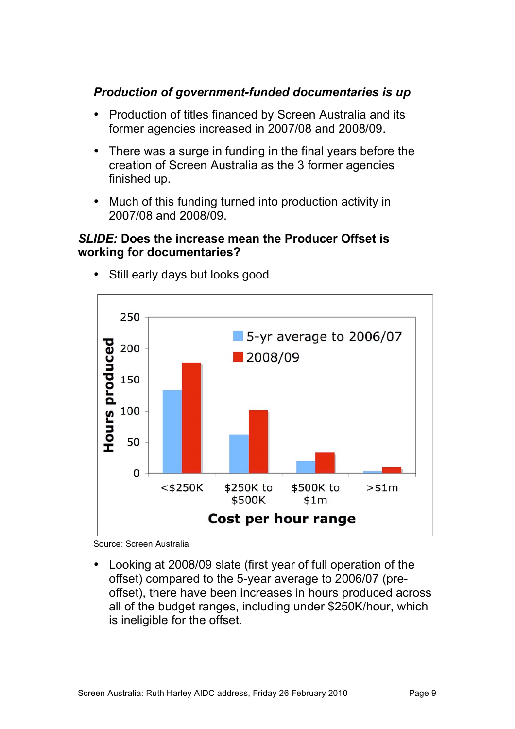***Production of government-funded documentaries is up***

- Production of titles financed by Screen Australia and its former agencies increased in 2007/08 and 2008/09.
- There was a surge in funding in the final years before the creation of Screen Australia as the 3 former agencies finished up.
- Much of this funding turned into production activity in 2007/08 and 2008/09.

***SLIDE:* Does the increase mean the Producer Offset is working for documentaries?**

- Still early days but looks good

Source: Screen Australia

- Looking at 2008/09 slate (first year of full operation of the offset) compared to the 5-year average to 2006/07 (pre-offset), there have been increases in hours produced across all of the budget ranges, including under $250K/hour, which is ineligible for the offset.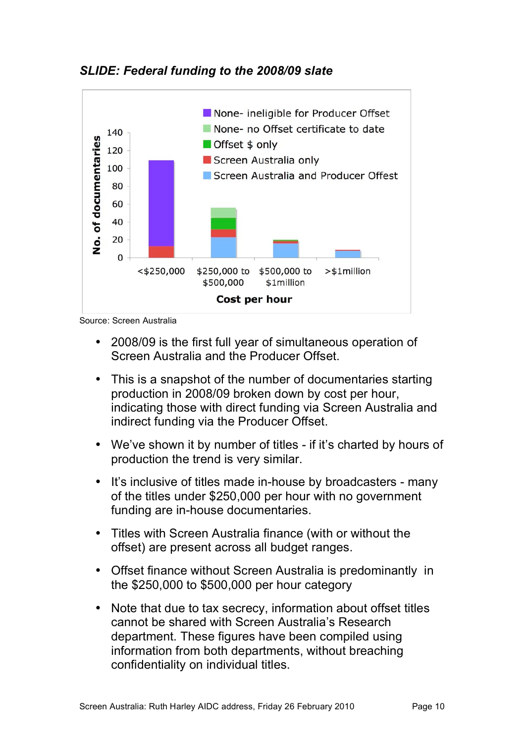*SLIDE: Federal funding to the 2008/09 slate*

Source: Screen Australia

- 2008/09 is the first full year of simultaneous operation of Screen Australia and the Producer Offset.
- This is a snapshot of the number of documentaries starting production in 2008/09 broken down by cost per hour, indicating those with direct funding via Screen Australia and indirect funding via the Producer Offset.
- We've shown it by number of titles - if it's charted by hours of production the trend is very similar.
- It's inclusive of titles made in-house by broadcasters - many of the titles under $250,000 per hour with no government funding are in-house documentaries.
- Titles with Screen Australia finance (with or without the offset) are present across all budget ranges.
- Offset finance without Screen Australia is predominantly in the $250,000 to $500,000 per hour category
- Note that due to tax secrecy, information about offset titles cannot be shared with Screen Australia's Research department. These figures have been compiled using information from both departments, without breaching confidentiality on individual titles.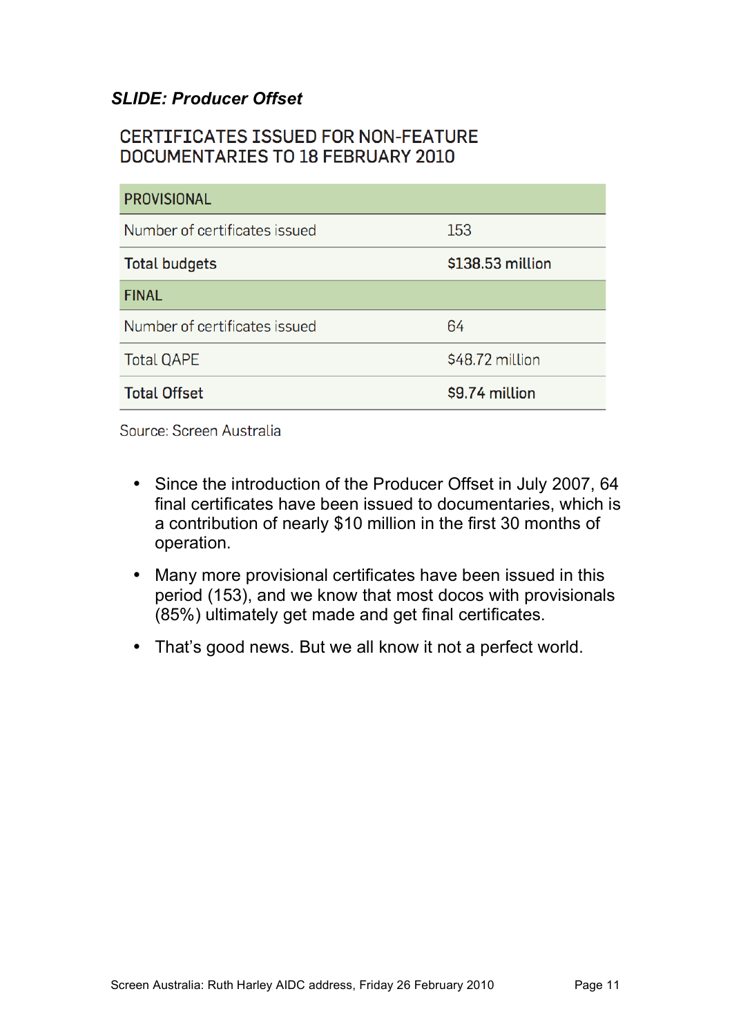***SLIDE: Producer Offset***

CERTIFICATES ISSUED FOR NON-FEATURE DOCUMENTARIES TO 18 FEBRUARY 2010

| PROVISIONAL | |
|---|---|
| Number of certificates issued | 153 |
| **Total budgets** | **$138.53 million** |
| **FINAL** | |
| Number of certificates issued | 64 |
| Total QAPE | $48.72 million |
| **Total Offset** | **$9.74 million** |

Source: Screen Australia

- Since the introduction of the Producer Offset in July 2007, 64 final certificates have been issued to documentaries, which is a contribution of nearly $10 million in the first 30 months of operation.
- Many more provisional certificates have been issued in this period (153), and we know that most docos with provisionals (85%) ultimately get made and get final certificates.
- That's good news. But we all know it not a perfect world.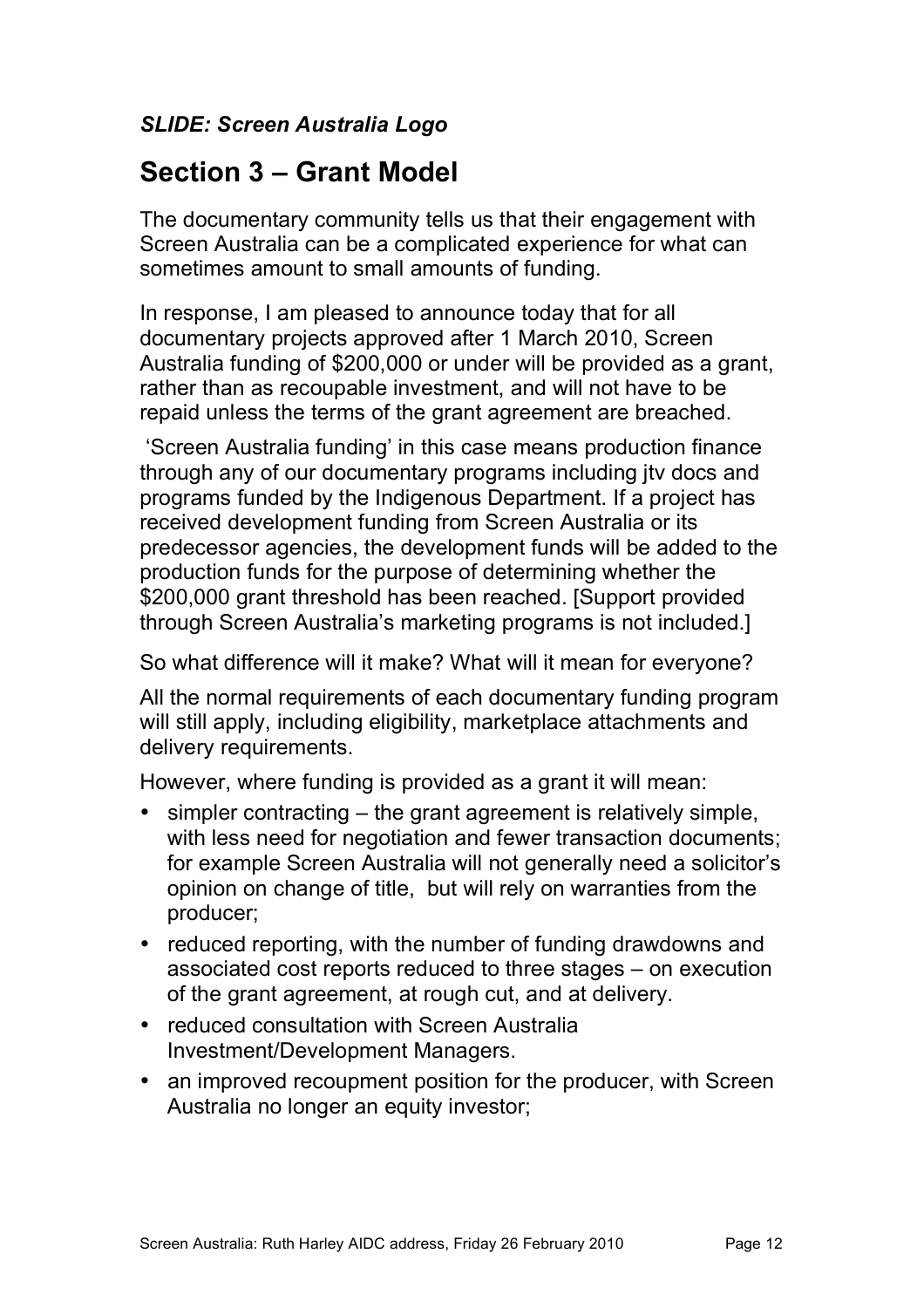***SLIDE: Screen Australia Logo***

## Section 3 – Grant Model

The documentary community tells us that their engagement with Screen Australia can be a complicated experience for what can sometimes amount to small amounts of funding.

In response, I am pleased to announce today that for all documentary projects approved after 1 March 2010, Screen Australia funding of $200,000 or under will be provided as a grant, rather than as recoupable investment, and will not have to be repaid unless the terms of the grant agreement are breached.

'Screen Australia funding' in this case means production finance through any of our documentary programs including jtv docs and programs funded by the Indigenous Department. If a project has received development funding from Screen Australia or its predecessor agencies, the development funds will be added to the production funds for the purpose of determining whether the $200,000 grant threshold has been reached. [Support provided through Screen Australia's marketing programs is not included.]

So what difference will it make? What will it mean for everyone?

All the normal requirements of each documentary funding program will still apply, including eligibility, marketplace attachments and delivery requirements.

However, where funding is provided as a grant it will mean:

- simpler contracting – the grant agreement is relatively simple, with less need for negotiation and fewer transaction documents; for example Screen Australia will not generally need a solicitor's opinion on change of title, but will rely on warranties from the producer;
- reduced reporting, with the number of funding drawdowns and associated cost reports reduced to three stages – on execution of the grant agreement, at rough cut, and at delivery.
- reduced consultation with Screen Australia Investment/Development Managers.
- an improved recoupment position for the producer, with Screen Australia no longer an equity investor;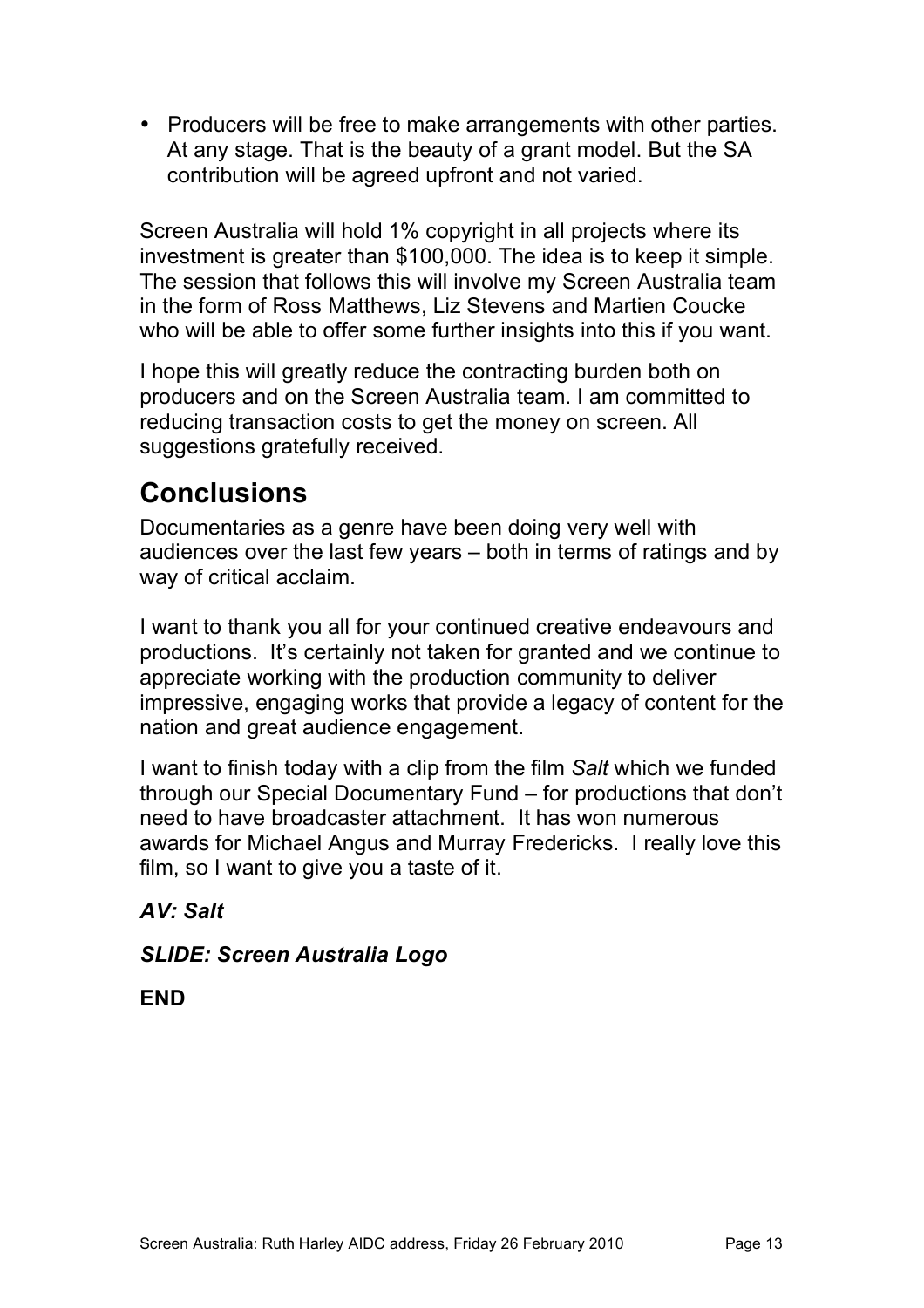- Producers will be free to make arrangements with other parties. At any stage. That is the beauty of a grant model. But the SA contribution will be agreed upfront and not varied.

Screen Australia will hold 1% copyright in all projects where its investment is greater than $100,000. The idea is to keep it simple. The session that follows this will involve my Screen Australia team in the form of Ross Matthews, Liz Stevens and Martien Coucke who will be able to offer some further insights into this if you want.

I hope this will greatly reduce the contracting burden both on producers and on the Screen Australia team. I am committed to reducing transaction costs to get the money on screen. All suggestions gratefully received.

## Conclusions

Documentaries as a genre have been doing very well with audiences over the last few years – both in terms of ratings and by way of critical acclaim.

I want to thank you all for your continued creative endeavours and productions. It's certainly not taken for granted and we continue to appreciate working with the production community to deliver impressive, engaging works that provide a legacy of content for the nation and great audience engagement.

I want to finish today with a clip from the film *Salt* which we funded through our Special Documentary Fund – for productions that don't need to have broadcaster attachment. It has won numerous awards for Michael Angus and Murray Fredericks. I really love this film, so I want to give you a taste of it.

***AV: Salt***

***SLIDE: Screen Australia Logo***

**END**